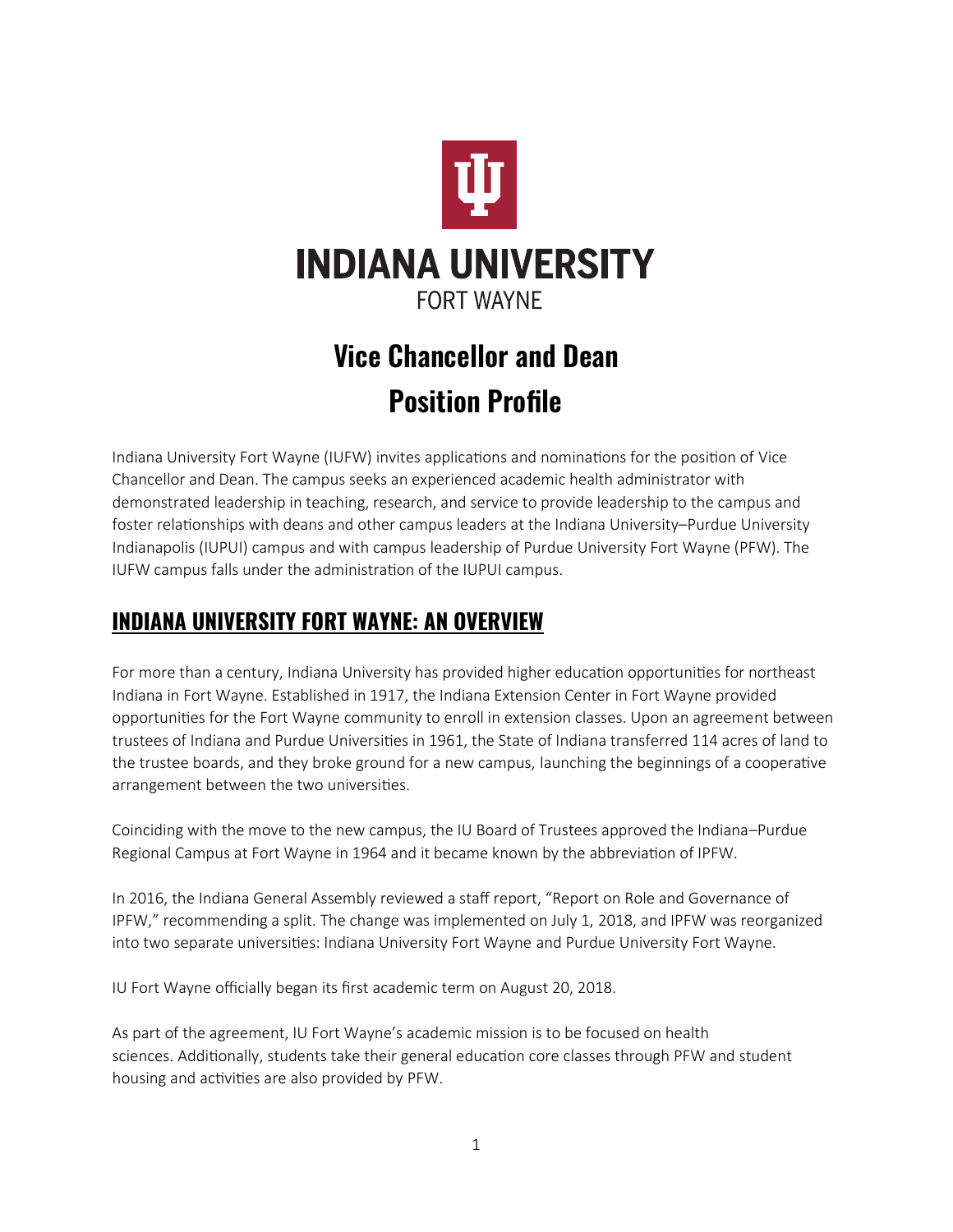INDIANA UNIVERSITY

FORT WAYNE

# Vice Chancellor and Dean Position Profile

Indiana University Fort Wayne (IUFW) invites applications and nominations for the position of Vice Chancellor and Dean. The campus seeks an experienced academic health administrator with demonstrated leadership in teaching, research, and service to provide leadership to the campus and foster relationships with deans and other campus leaders at the Indiana University–Purdue University Indianapolis (IUPUI) campus and with campus leadership of Purdue University Fort Wayne (PFW). The IUFW campus falls under the administration of the IUPUI campus.

## INDIANA UNIVERSITY FORT WAYNE: AN OVERVIEW

For more than a century, Indiana University has provided higher education opportunities for northeast Indiana in Fort Wayne. Established in 1917, the Indiana Extension Center in Fort Wayne provided opportunities for the Fort Wayne community to enroll in extension classes. Upon an agreement between trustees of Indiana and Purdue Universities in 1961, the State of Indiana transferred 114 acres of land to the trustee boards, and they broke ground for a new campus, launching the beginnings of a cooperative arrangement between the two universities.

Coinciding with the move to the new campus, the IU Board of Trustees approved the Indiana–Purdue Regional Campus at Fort Wayne in 1964 and it became known by the abbreviation of IPFW.

In 2016, the Indiana General Assembly reviewed a staff report, "Report on Role and Governance of IPFW," recommending a split. The change was implemented on July 1, 2018, and IPFW was reorganized into two separate universities: Indiana University Fort Wayne and Purdue University Fort Wayne.

IU Fort Wayne officially began its first academic term on August 20, 2018.

As part of the agreement, IU Fort Wayne's academic mission is to be focused on health sciences. Additionally, students take their general education core classes through PFW and student housing and activities are also provided by PFW.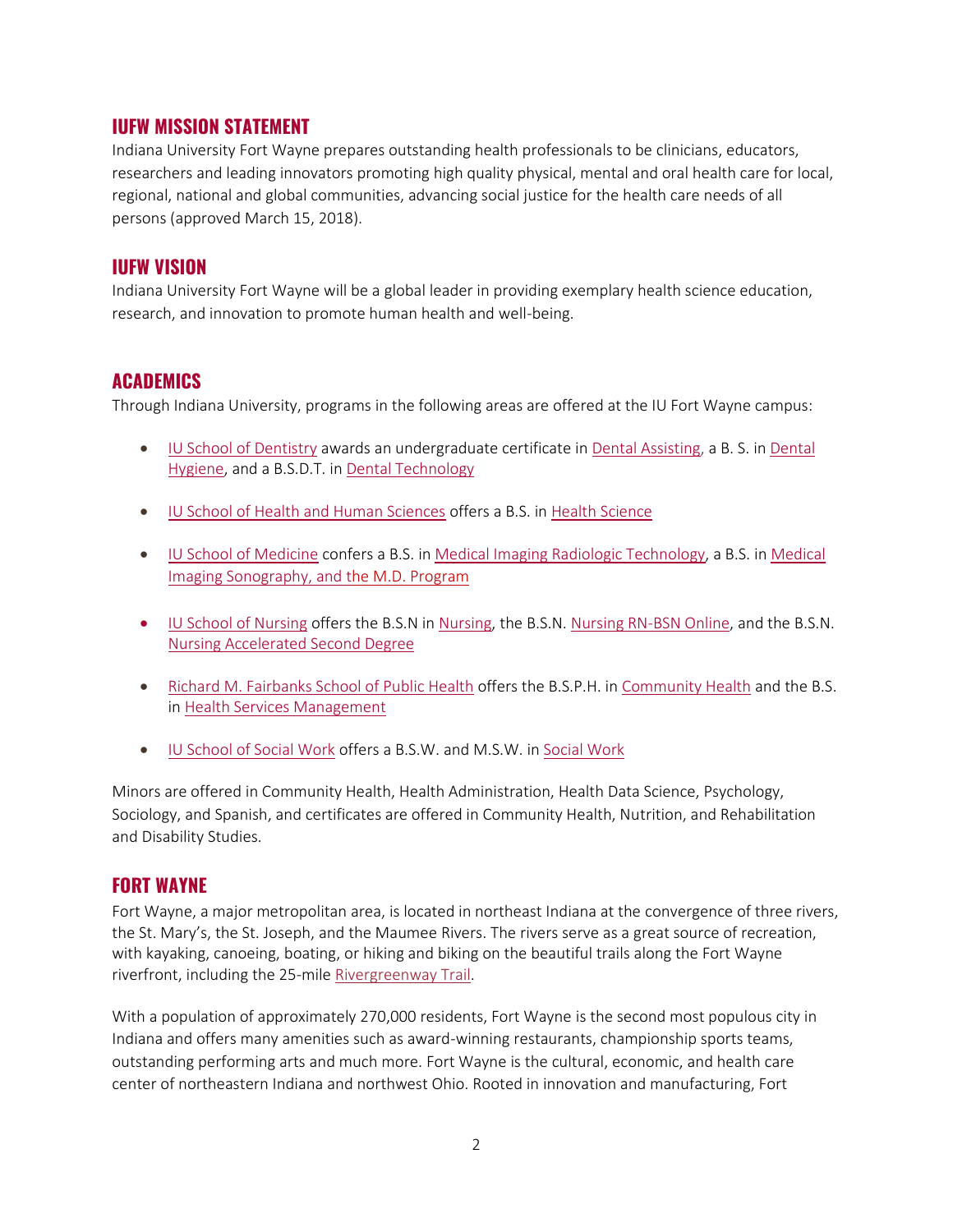## IUFW MISSION STATEMENT

Indiana University Fort Wayne prepares outstanding health professionals to be clinicians, educators, researchers and leading innovators promoting high quality physical, mental and oral health care for local, regional, national and global communities, advancing social justice for the health care needs of all persons (approved March 15, 2018).

## IUFW VISION

Indiana University Fort Wayne will be a global leader in providing exemplary health science education, research, and innovation to promote human health and well-being.

## ACADEMICS

Through Indiana University, programs in the following areas are offered at the IU Fort Wayne campus:

- IU School of Dentistry awards an undergraduate certificate in Dental Assisting, a B. S. in Dental Hygiene, and a B.S.D.T. in Dental Technology
- IU School of Health and Human Sciences offers a B.S. in Health Science
- IU School of Medicine confers a B.S. in Medical Imaging Radiologic Technology, a B.S. in Medical Imaging Sonography, and the M.D. Program
- IU School of Nursing offers the B.S.N in Nursing, the B.S.N. Nursing RN-BSN Online, and the B.S.N. Nursing Accelerated Second Degree
- Richard M. Fairbanks School of Public Health offers the B.S.P.H. in Community Health and the B.S. in Health Services Management
- IU School of Social Work offers a B.S.W. and M.S.W. in Social Work

Minors are offered in Community Health, Health Administration, Health Data Science, Psychology, Sociology, and Spanish, and certificates are offered in Community Health, Nutrition, and Rehabilitation and Disability Studies.

## FORT WAYNE

Fort Wayne, a major metropolitan area, is located in northeast Indiana at the convergence of three rivers, the St. Mary's, the St. Joseph, and the Maumee Rivers. The rivers serve as a great source of recreation, with kayaking, canoeing, boating, or hiking and biking on the beautiful trails along the Fort Wayne riverfront, including the 25-mile Rivergreenway Trail.

With a population of approximately 270,000 residents, Fort Wayne is the second most populous city in Indiana and offers many amenities such as award-winning restaurants, championship sports teams, outstanding performing arts and much more. Fort Wayne is the cultural, economic, and health care center of northeastern Indiana and northwest Ohio. Rooted in innovation and manufacturing, Fort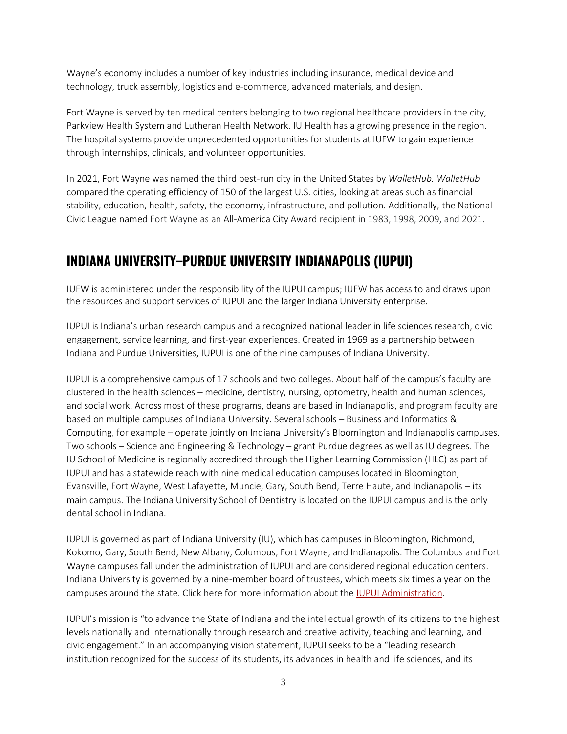Wayne's economy includes a number of key industries including insurance, medical device and technology, truck assembly, logistics and e-commerce, advanced materials, and design.

Fort Wayne is served by ten medical centers belonging to two regional healthcare providers in the city, Parkview Health System and Lutheran Health Network. IU Health has a growing presence in the region. The hospital systems provide unprecedented opportunities for students at IUFW to gain experience through internships, clinicals, and volunteer opportunities.

In 2021, Fort Wayne was named the third best-run city in the United States by *WalletHub. WalletHub* compared the operating efficiency of 150 of the largest U.S. cities, looking at areas such as financial stability, education, health, safety, the economy, infrastructure, and pollution. Additionally, the National Civic League named Fort Wayne as an All-America City Award recipient in 1983, 1998, 2009, and 2021.

## INDIANA UNIVERSITY–PURDUE UNIVERSITY INDIANAPOLIS (IUPUI)

IUFW is administered under the responsibility of the IUPUI campus; IUFW has access to and draws upon the resources and support services of IUPUI and the larger Indiana University enterprise.

IUPUI is Indiana's urban research campus and a recognized national leader in life sciences research, civic engagement, service learning, and first-year experiences. Created in 1969 as a partnership between Indiana and Purdue Universities, IUPUI is one of the nine campuses of Indiana University.

IUPUI is a comprehensive campus of 17 schools and two colleges. About half of the campus's faculty are clustered in the health sciences – medicine, dentistry, nursing, optometry, health and human sciences, and social work. Across most of these programs, deans are based in Indianapolis, and program faculty are based on multiple campuses of Indiana University. Several schools – Business and Informatics & Computing, for example – operate jointly on Indiana University's Bloomington and Indianapolis campuses. Two schools – Science and Engineering & Technology – grant Purdue degrees as well as IU degrees. The IU School of Medicine is regionally accredited through the Higher Learning Commission (HLC) as part of IUPUI and has a statewide reach with nine medical education campuses located in Bloomington, Evansville, Fort Wayne, West Lafayette, Muncie, Gary, South Bend, Terre Haute, and Indianapolis – its main campus. The Indiana University School of Dentistry is located on the IUPUI campus and is the only dental school in Indiana.

IUPUI is governed as part of Indiana University (IU), which has campuses in Bloomington, Richmond, Kokomo, Gary, South Bend, New Albany, Columbus, Fort Wayne, and Indianapolis. The Columbus and Fort Wayne campuses fall under the administration of IUPUI and are considered regional education centers. Indiana University is governed by a nine-member board of trustees, which meets six times a year on the campuses around the state. Click here for more information about the IUPUI Administration.

IUPUI's mission is "to advance the State of Indiana and the intellectual growth of its citizens to the highest levels nationally and internationally through research and creative activity, teaching and learning, and civic engagement." In an accompanying vision statement, IUPUI seeks to be a "leading research institution recognized for the success of its students, its advances in health and life sciences, and its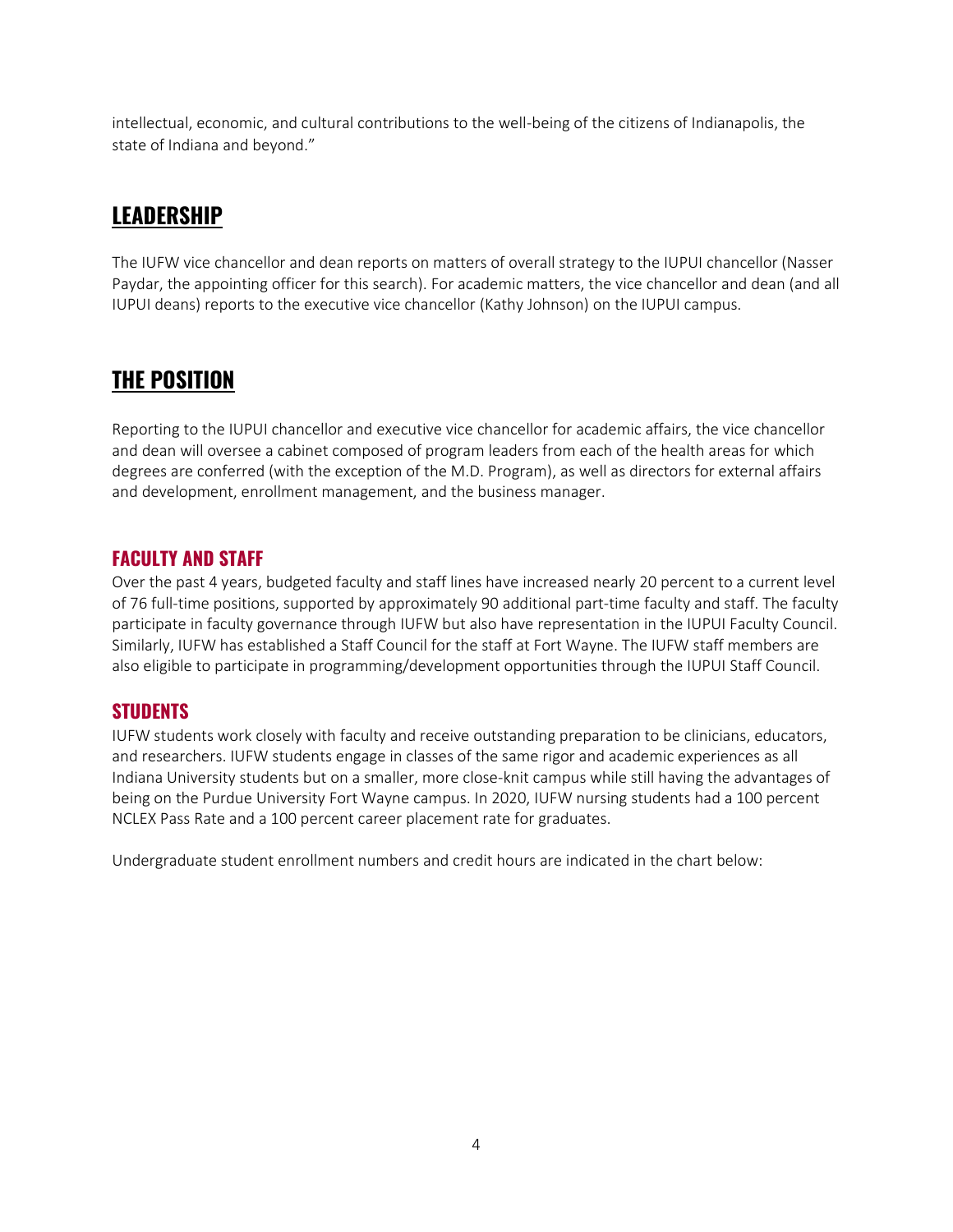intellectual, economic, and cultural contributions to the well-being of the citizens of Indianapolis, the state of Indiana and beyond."

## LEADERSHIP

The IUFW vice chancellor and dean reports on matters of overall strategy to the IUPUI chancellor (Nasser Paydar, the appointing officer for this search). For academic matters, the vice chancellor and dean (and all IUPUI deans) reports to the executive vice chancellor (Kathy Johnson) on the IUPUI campus.

## THE POSITION

Reporting to the IUPUI chancellor and executive vice chancellor for academic affairs, the vice chancellor and dean will oversee a cabinet composed of program leaders from each of the health areas for which degrees are conferred (with the exception of the M.D. Program), as well as directors for external affairs and development, enrollment management, and the business manager.

### FACULTY AND STAFF

Over the past 4 years, budgeted faculty and staff lines have increased nearly 20 percent to a current level of 76 full-time positions, supported by approximately 90 additional part-time faculty and staff. The faculty participate in faculty governance through IUFW but also have representation in the IUPUI Faculty Council. Similarly, IUFW has established a Staff Council for the staff at Fort Wayne. The IUFW staff members are also eligible to participate in programming/development opportunities through the IUPUI Staff Council.

### STUDENTS

IUFW students work closely with faculty and receive outstanding preparation to be clinicians, educators, and researchers. IUFW students engage in classes of the same rigor and academic experiences as all Indiana University students but on a smaller, more close-knit campus while still having the advantages of being on the Purdue University Fort Wayne campus. In 2020, IUFW nursing students had a 100 percent NCLEX Pass Rate and a 100 percent career placement rate for graduates.

Undergraduate student enrollment numbers and credit hours are indicated in the chart below: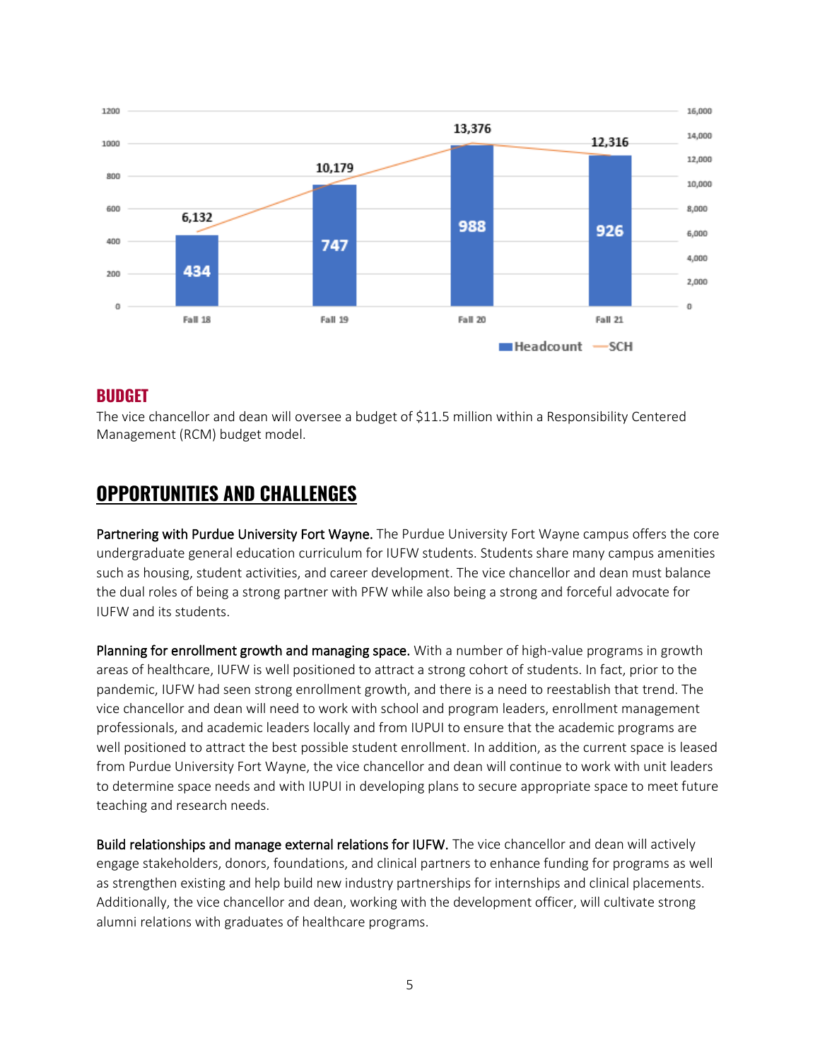| | Fall 18 | Fall 19 | Fall 20 | Fall 21 |
|---|---|---|---|---|
| Headcount | 434 | 747 | 988 | 926 |
| SCH | 6,132 | 10,179 | 13,376 | 12,316 |

## BUDGET

The vice chancellor and dean will oversee a budget of $11.5 million within a Responsibility Centered Management (RCM) budget model.

## OPPORTUNITIES AND CHALLENGES

**Partnering with Purdue University Fort Wayne.** The Purdue University Fort Wayne campus offers the core undergraduate general education curriculum for IUFW students. Students share many campus amenities such as housing, student activities, and career development. The vice chancellor and dean must balance the dual roles of being a strong partner with PFW while also being a strong and forceful advocate for IUFW and its students.

**Planning for enrollment growth and managing space.** With a number of high-value programs in growth areas of healthcare, IUFW is well positioned to attract a strong cohort of students. In fact, prior to the pandemic, IUFW had seen strong enrollment growth, and there is a need to reestablish that trend. The vice chancellor and dean will need to work with school and program leaders, enrollment management professionals, and academic leaders locally and from IUPUI to ensure that the academic programs are well positioned to attract the best possible student enrollment. In addition, as the current space is leased from Purdue University Fort Wayne, the vice chancellor and dean will continue to work with unit leaders to determine space needs and with IUPUI in developing plans to secure appropriate space to meet future teaching and research needs.

**Build relationships and manage external relations for IUFW.** The vice chancellor and dean will actively engage stakeholders, donors, foundations, and clinical partners to enhance funding for programs as well as strengthen existing and help build new industry partnerships for internships and clinical placements. Additionally, the vice chancellor and dean, working with the development officer, will cultivate strong alumni relations with graduates of healthcare programs.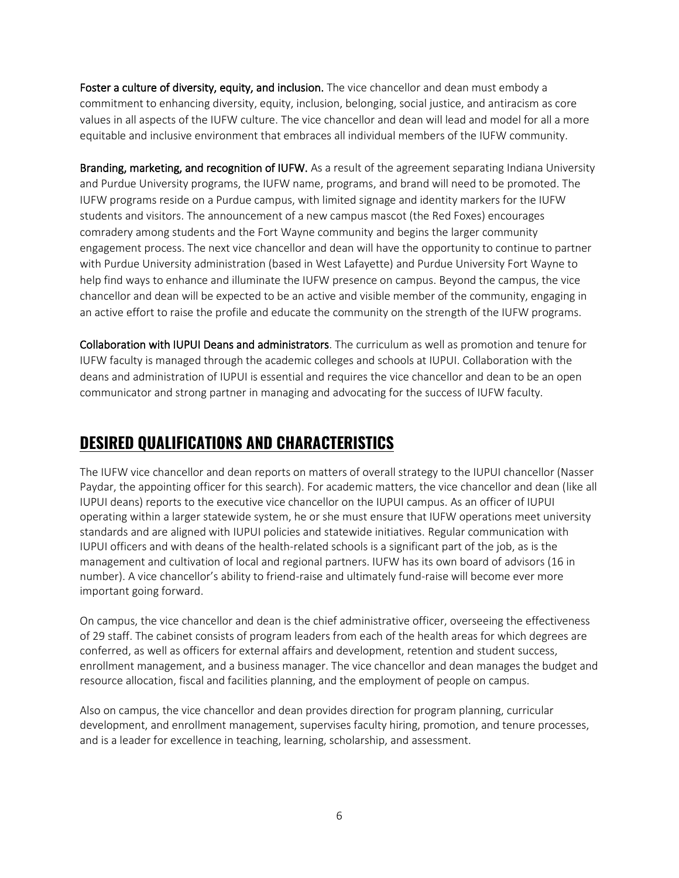**Foster a culture of diversity, equity, and inclusion.** The vice chancellor and dean must embody a commitment to enhancing diversity, equity, inclusion, belonging, social justice, and antiracism as core values in all aspects of the IUFW culture. The vice chancellor and dean will lead and model for all a more equitable and inclusive environment that embraces all individual members of the IUFW community.

**Branding, marketing, and recognition of IUFW.** As a result of the agreement separating Indiana University and Purdue University programs, the IUFW name, programs, and brand will need to be promoted. The IUFW programs reside on a Purdue campus, with limited signage and identity markers for the IUFW students and visitors. The announcement of a new campus mascot (the Red Foxes) encourages comradery among students and the Fort Wayne community and begins the larger community engagement process. The next vice chancellor and dean will have the opportunity to continue to partner with Purdue University administration (based in West Lafayette) and Purdue University Fort Wayne to help find ways to enhance and illuminate the IUFW presence on campus. Beyond the campus, the vice chancellor and dean will be expected to be an active and visible member of the community, engaging in an active effort to raise the profile and educate the community on the strength of the IUFW programs.

**Collaboration with IUPUI Deans and administrators**. The curriculum as well as promotion and tenure for IUFW faculty is managed through the academic colleges and schools at IUPUI. Collaboration with the deans and administration of IUPUI is essential and requires the vice chancellor and dean to be an open communicator and strong partner in managing and advocating for the success of IUFW faculty.

## DESIRED QUALIFICATIONS AND CHARACTERISTICS

The IUFW vice chancellor and dean reports on matters of overall strategy to the IUPUI chancellor (Nasser Paydar, the appointing officer for this search). For academic matters, the vice chancellor and dean (like all IUPUI deans) reports to the executive vice chancellor on the IUPUI campus. As an officer of IUPUI operating within a larger statewide system, he or she must ensure that IUFW operations meet university standards and are aligned with IUPUI policies and statewide initiatives. Regular communication with IUPUI officers and with deans of the health-related schools is a significant part of the job, as is the management and cultivation of local and regional partners. IUFW has its own board of advisors (16 in number). A vice chancellor's ability to friend-raise and ultimately fund-raise will become ever more important going forward.

On campus, the vice chancellor and dean is the chief administrative officer, overseeing the effectiveness of 29 staff. The cabinet consists of program leaders from each of the health areas for which degrees are conferred, as well as officers for external affairs and development, retention and student success, enrollment management, and a business manager. The vice chancellor and dean manages the budget and resource allocation, fiscal and facilities planning, and the employment of people on campus.

Also on campus, the vice chancellor and dean provides direction for program planning, curricular development, and enrollment management, supervises faculty hiring, promotion, and tenure processes, and is a leader for excellence in teaching, learning, scholarship, and assessment.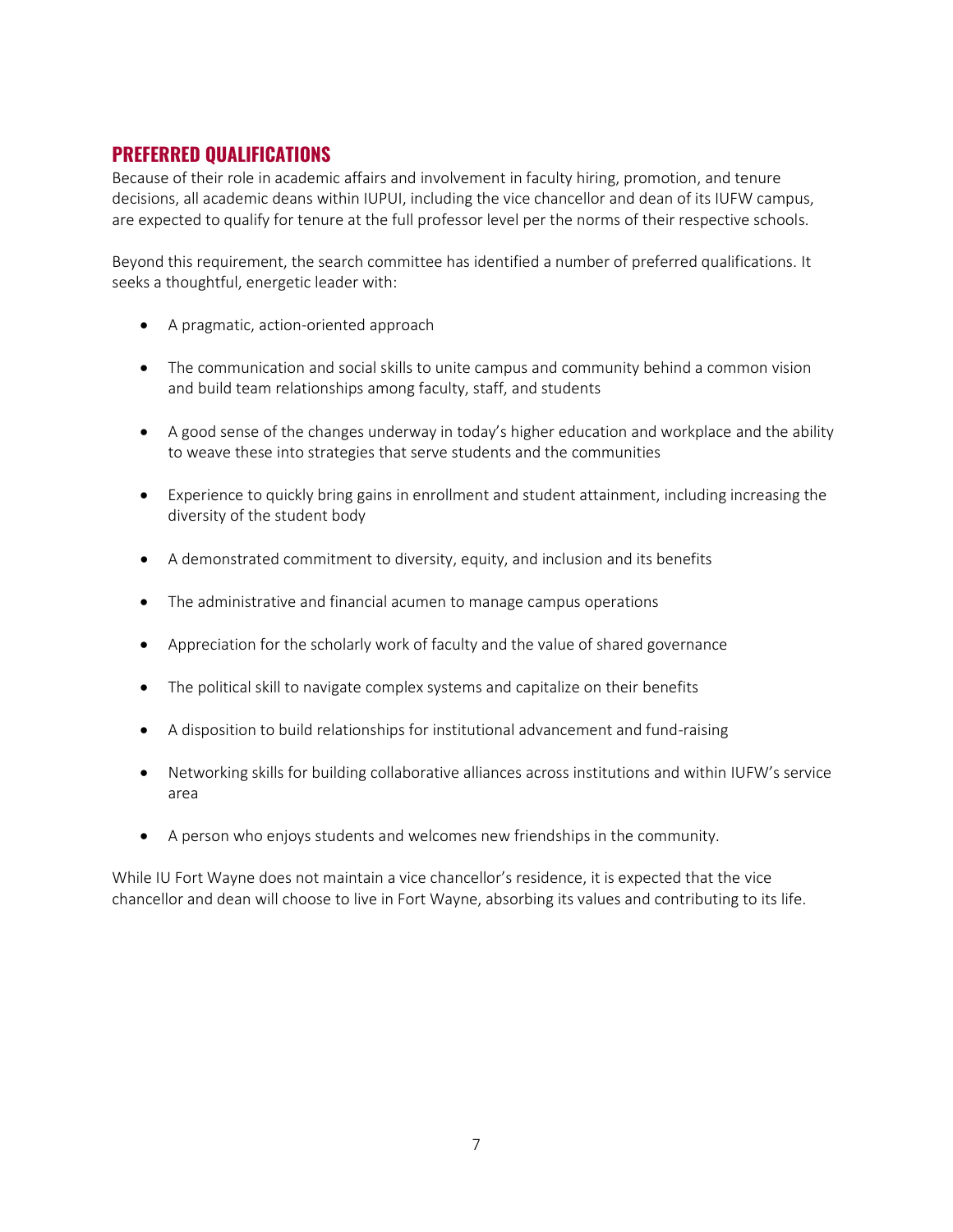## PREFERRED QUALIFICATIONS

Because of their role in academic affairs and involvement in faculty hiring, promotion, and tenure decisions, all academic deans within IUPUI, including the vice chancellor and dean of its IUFW campus, are expected to qualify for tenure at the full professor level per the norms of their respective schools.

Beyond this requirement, the search committee has identified a number of preferred qualifications. It seeks a thoughtful, energetic leader with:

- A pragmatic, action-oriented approach
- The communication and social skills to unite campus and community behind a common vision and build team relationships among faculty, staff, and students
- A good sense of the changes underway in today's higher education and workplace and the ability to weave these into strategies that serve students and the communities
- Experience to quickly bring gains in enrollment and student attainment, including increasing the diversity of the student body
- A demonstrated commitment to diversity, equity, and inclusion and its benefits
- The administrative and financial acumen to manage campus operations
- Appreciation for the scholarly work of faculty and the value of shared governance
- The political skill to navigate complex systems and capitalize on their benefits
- A disposition to build relationships for institutional advancement and fund-raising
- Networking skills for building collaborative alliances across institutions and within IUFW's service area
- A person who enjoys students and welcomes new friendships in the community.

While IU Fort Wayne does not maintain a vice chancellor's residence, it is expected that the vice chancellor and dean will choose to live in Fort Wayne, absorbing its values and contributing to its life.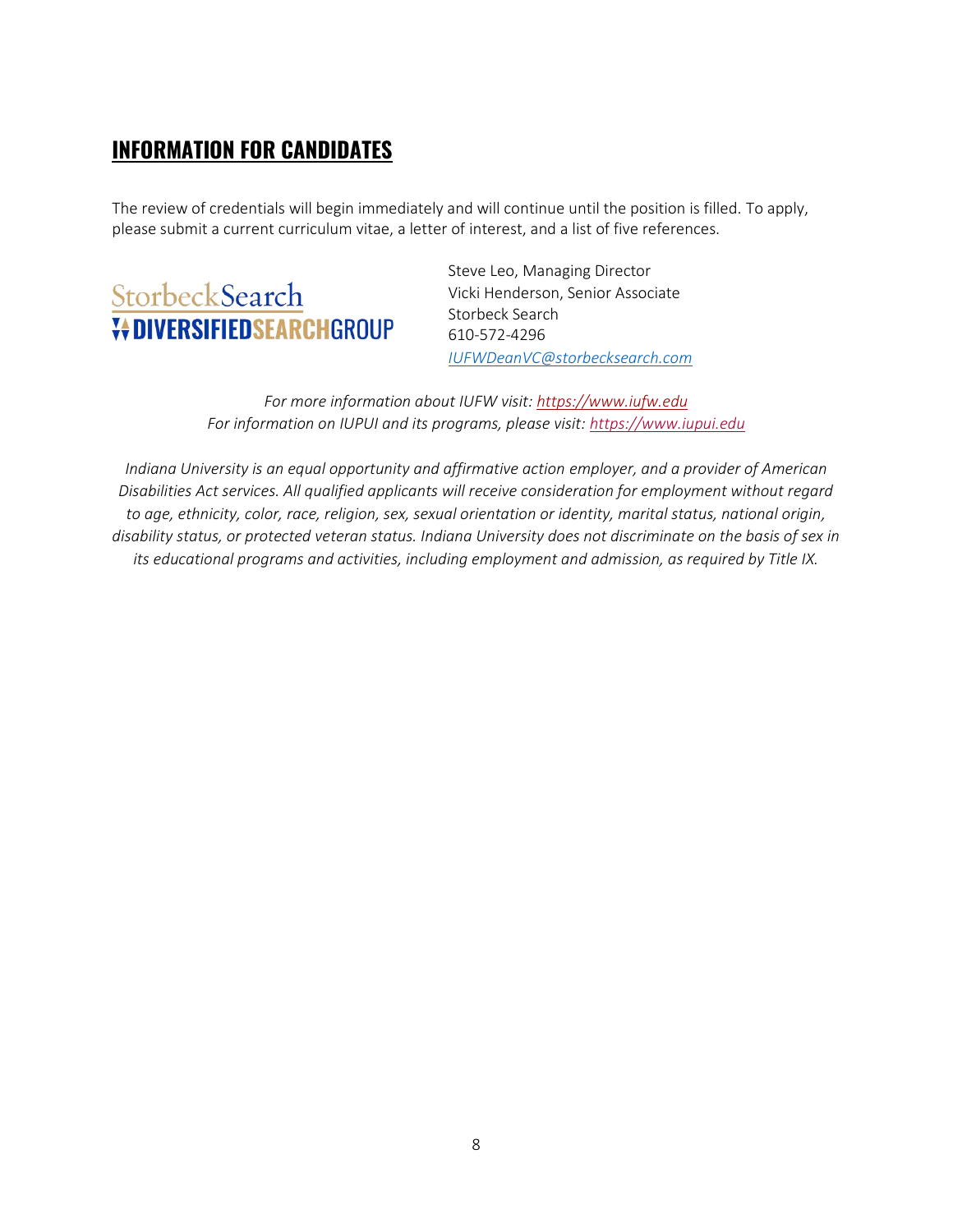## INFORMATION FOR CANDIDATES

The review of credentials will begin immediately and will continue until the position is filled. To apply, please submit a current curriculum vitae, a letter of interest, and a list of five references.

StorbeckSearch
DIVERSIFIEDSEARCHGROUP

Steve Leo, Managing Director
Vicki Henderson, Senior Associate
Storbeck Search
610-572-4296
*IUFWDeanVC@storbecksearch.com*

*For more information about IUFW visit: https://www.iufw.edu*
*For information on IUPUI and its programs, please visit: https://www.iupui.edu*

*Indiana University is an equal opportunity and affirmative action employer, and a provider of American Disabilities Act services. All qualified applicants will receive consideration for employment without regard to age, ethnicity, color, race, religion, sex, sexual orientation or identity, marital status, national origin, disability status, or protected veteran status. Indiana University does not discriminate on the basis of sex in its educational programs and activities, including employment and admission, as required by Title IX.*